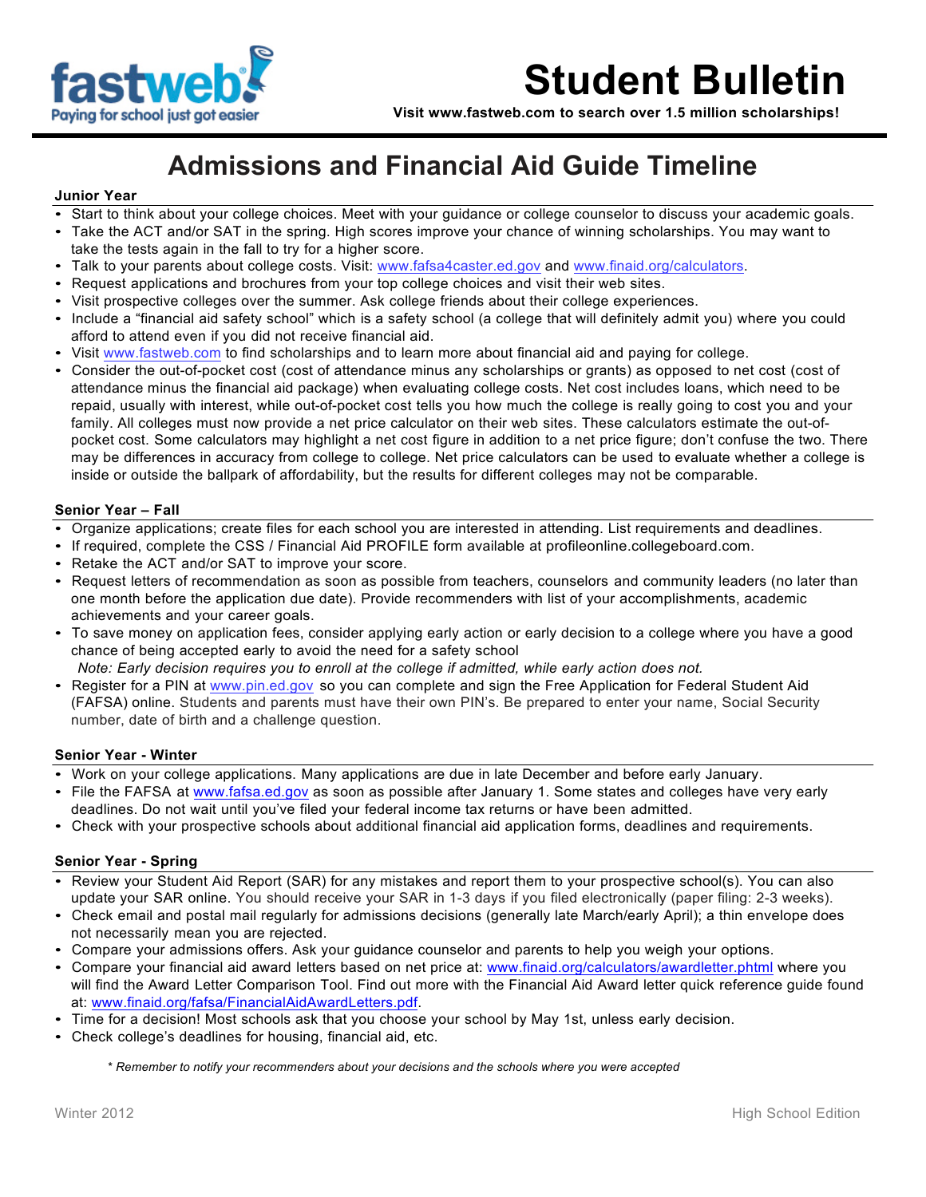fastweb! Paying for school just got easier

# Student Bulletin

**Visit www.fastweb.com to search over 1.5 million scholarships!**

## Admissions and Financial Aid Guide Timeline

### Junior Year

- Start to think about your college choices. Meet with your guidance or college counselor to discuss your academic goals.
- Take the ACT and/or SAT in the spring. High scores improve your chance of winning scholarships. You may want to take the tests again in the fall to try for a higher score.
- Talk to your parents about college costs. Visit: www.fafsa4caster.ed.gov and www.finaid.org/calculators.
- Request applications and brochures from your top college choices and visit their web sites.
- Visit prospective colleges over the summer. Ask college friends about their college experiences.
- Include a "financial aid safety school" which is a safety school (a college that will definitely admit you) where you could afford to attend even if you did not receive financial aid.
- Visit www.fastweb.com to find scholarships and to learn more about financial aid and paying for college.
- Consider the out-of-pocket cost (cost of attendance minus any scholarships or grants) as opposed to net cost (cost of attendance minus the financial aid package) when evaluating college costs. Net cost includes loans, which need to be repaid, usually with interest, while out-of-pocket cost tells you how much the college is really going to cost you and your family. All colleges must now provide a net price calculator on their web sites. These calculators estimate the out-of-pocket cost. Some calculators may highlight a net cost figure in addition to a net price figure; don't confuse the two. There may be differences in accuracy from college to college. Net price calculators can be used to evaluate whether a college is inside or outside the ballpark of affordability, but the results for different colleges may not be comparable.

### Senior Year – Fall

- Organize applications; create files for each school you are interested in attending. List requirements and deadlines.
- If required, complete the CSS / Financial Aid PROFILE form available at profileonline.collegeboard.com.
- Retake the ACT and/or SAT to improve your score.
- Request letters of recommendation as soon as possible from teachers, counselors and community leaders (no later than one month before the application due date). Provide recommenders with list of your accomplishments, academic achievements and your career goals.
- To save money on application fees, consider applying early action or early decision to a college where you have a good chance of being accepted early to avoid the need for a safety school
  *Note: Early decision requires you to enroll at the college if admitted, while early action does not.*
- Register for a PIN at www.pin.ed.gov so you can complete and sign the Free Application for Federal Student Aid (FAFSA) online. Students and parents must have their own PIN's. Be prepared to enter your name, Social Security number, date of birth and a challenge question.

### Senior Year - Winter

- Work on your college applications. Many applications are due in late December and before early January.
- File the FAFSA at www.fafsa.ed.gov as soon as possible after January 1. Some states and colleges have very early deadlines. Do not wait until you've filed your federal income tax returns or have been admitted.
- Check with your prospective schools about additional financial aid application forms, deadlines and requirements.

### Senior Year - Spring

- Review your Student Aid Report (SAR) for any mistakes and report them to your prospective school(s). You can also update your SAR online. You should receive your SAR in 1-3 days if you filed electronically (paper filing: 2-3 weeks).
- Check email and postal mail regularly for admissions decisions (generally late March/early April); a thin envelope does not necessarily mean you are rejected.
- Compare your admissions offers. Ask your guidance counselor and parents to help you weigh your options.
- Compare your financial aid award letters based on net price at: www.finaid.org/calculators/awardletter.phtml where you will find the Award Letter Comparison Tool. Find out more with the Financial Aid Award letter quick reference guide found at: www.finaid.org/fafsa/FinancialAidAwardLetters.pdf.
- Time for a decision! Most schools ask that you choose your school by May 1st, unless early decision.
- Check college's deadlines for housing, financial aid, etc.

*\* Remember to notify your recommenders about your decisions and the schools where you were accepted*

Winter 2012 High School Edition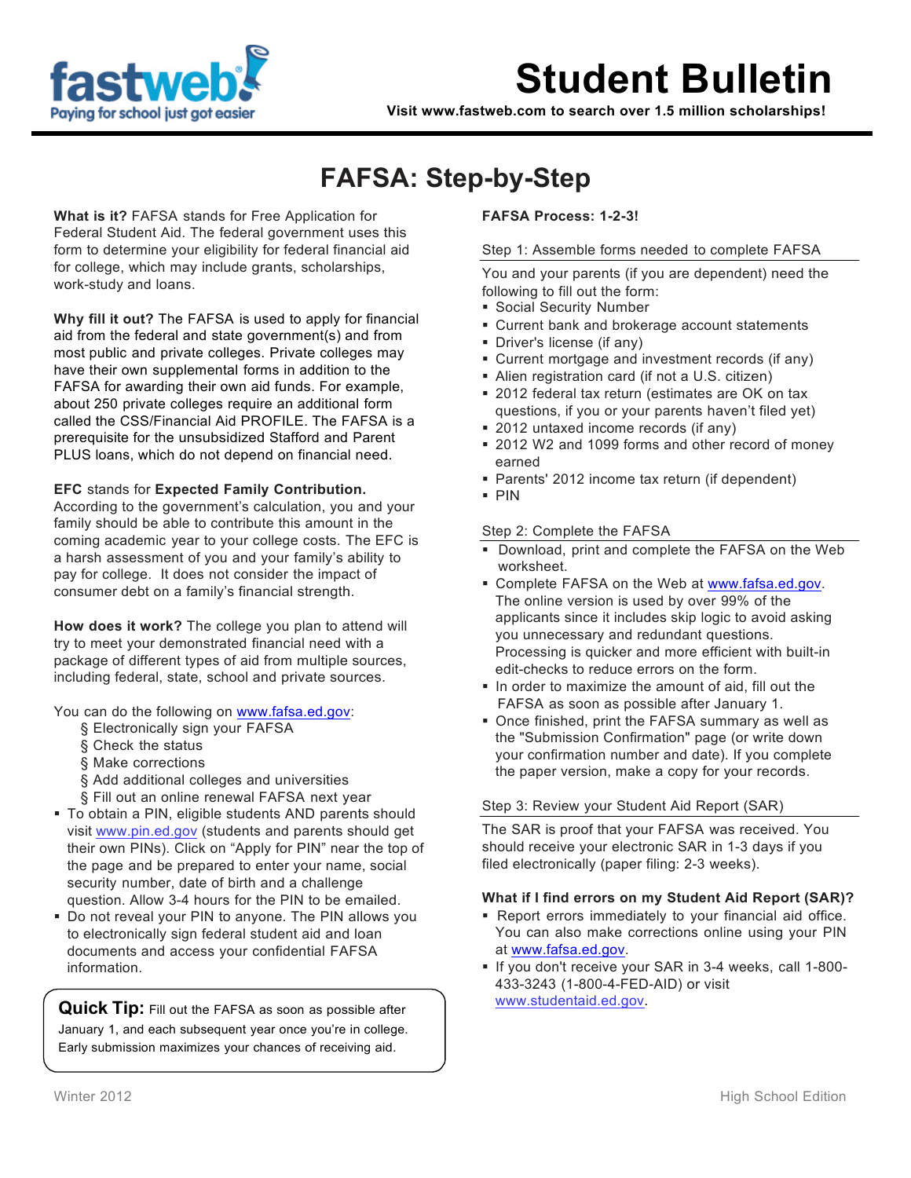# Student Bulletin

Visit www.fastweb.com to search over 1.5 million scholarships!

## FAFSA: Step-by-Step

**What is it?** FAFSA stands for Free Application for Federal Student Aid. The federal government uses this form to determine your eligibility for federal financial aid for college, which may include grants, scholarships, work-study and loans.

**Why fill it out?** The FAFSA is used to apply for financial aid from the federal and state government(s) and from most public and private colleges. Private colleges may have their own supplemental forms in addition to the FAFSA for awarding their own aid funds. For example, about 250 private colleges require an additional form called the CSS/Financial Aid PROFILE. The FAFSA is a prerequisite for the unsubsidized Stafford and Parent PLUS loans, which do not depend on financial need.

**EFC** stands for **Expected Family Contribution.** According to the government's calculation, you and your family should be able to contribute this amount in the coming academic year to your college costs. The EFC is a harsh assessment of you and your family's ability to pay for college. It does not consider the impact of consumer debt on a family's financial strength.

**How does it work?** The college you plan to attend will try to meet your demonstrated financial need with a package of different types of aid from multiple sources, including federal, state, school and private sources.

You can do the following on www.fafsa.ed.gov:

- Electronically sign your FAFSA
- Check the status
- Make corrections
- Add additional colleges and universities
- Fill out an online renewal FAFSA next year

- To obtain a PIN, eligible students AND parents should visit www.pin.ed.gov (students and parents should get their own PINs). Click on "Apply for PIN" near the top of the page and be prepared to enter your name, social security number, date of birth and a challenge question. Allow 3-4 hours for the PIN to be emailed.
- Do not reveal your PIN to anyone. The PIN allows you to electronically sign federal student aid and loan documents and access your confidential FAFSA information.

**Quick Tip:** Fill out the FAFSA as soon as possible after January 1, and each subsequent year once you're in college. Early submission maximizes your chances of receiving aid.

**FAFSA Process: 1-2-3!**

### Step 1: Assemble forms needed to complete FAFSA

You and your parents (if you are dependent) need the following to fill out the form:

- Social Security Number
- Current bank and brokerage account statements
- Driver's license (if any)
- Current mortgage and investment records (if any)
- Alien registration card (if not a U.S. citizen)
- 2012 federal tax return (estimates are OK on tax questions, if you or your parents haven't filed yet)
- 2012 untaxed income records (if any)
- 2012 W2 and 1099 forms and other record of money earned
- Parents' 2012 income tax return (if dependent)
- PIN

### Step 2: Complete the FAFSA

- Download, print and complete the FAFSA on the Web worksheet.
- Complete FAFSA on the Web at www.fafsa.ed.gov. The online version is used by over 99% of the applicants since it includes skip logic to avoid asking you unnecessary and redundant questions. Processing is quicker and more efficient with built-in edit-checks to reduce errors on the form.
- In order to maximize the amount of aid, fill out the FAFSA as soon as possible after January 1.
- Once finished, print the FAFSA summary as well as the "Submission Confirmation" page (or write down your confirmation number and date). If you complete the paper version, make a copy for your records.

### Step 3: Review your Student Aid Report (SAR)

The SAR is proof that your FAFSA was received. You should receive your electronic SAR in 1-3 days if you filed electronically (paper filing: 2-3 weeks).

**What if I find errors on my Student Aid Report (SAR)?**

- Report errors immediately to your financial aid office. You can also make corrections online using your PIN at www.fafsa.ed.gov.
- If you don't receive your SAR in 3-4 weeks, call 1-800-433-3243 (1-800-4-FED-AID) or visit www.studentaid.ed.gov.

Winter 2012 — High School Edition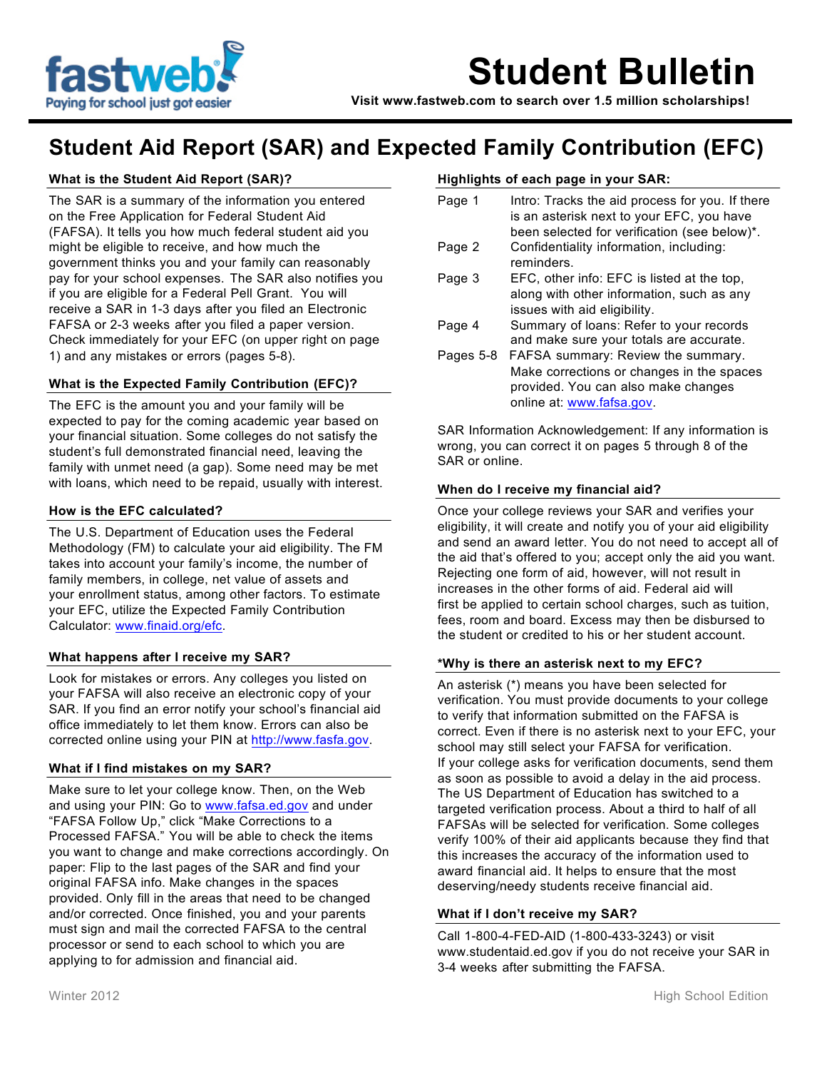# Student Bulletin

Visit www.fastweb.com to search over 1.5 million scholarships!

## Student Aid Report (SAR) and Expected Family Contribution (EFC)

### What is the Student Aid Report (SAR)?

The SAR is a summary of the information you entered on the Free Application for Federal Student Aid (FAFSA). It tells you how much federal student aid you might be eligible to receive, and how much the government thinks you and your family can reasonably pay for your school expenses. The SAR also notifies you if you are eligible for a Federal Pell Grant. You will receive a SAR in 1-3 days after you filed an Electronic FAFSA or 2-3 weeks after you filed a paper version. Check immediately for your EFC (on upper right on page 1) and any mistakes or errors (pages 5-8).

### What is the Expected Family Contribution (EFC)?

The EFC is the amount you and your family will be expected to pay for the coming academic year based on your financial situation. Some colleges do not satisfy the student's full demonstrated financial need, leaving the family with unmet need (a gap). Some need may be met with loans, which need to be repaid, usually with interest.

### How is the EFC calculated?

The U.S. Department of Education uses the Federal Methodology (FM) to calculate your aid eligibility. The FM takes into account your family's income, the number of family members, in college, net value of assets and your enrollment status, among other factors. To estimate your EFC, utilize the Expected Family Contribution Calculator: www.finaid.org/efc.

### What happens after I receive my SAR?

Look for mistakes or errors. Any colleges you listed on your FAFSA will also receive an electronic copy of your SAR. If you find an error notify your school's financial aid office immediately to let them know. Errors can also be corrected online using your PIN at http://www.fasfa.gov.

### What if I find mistakes on my SAR?

Make sure to let your college know. Then, on the Web and using your PIN: Go to www.fafsa.ed.gov and under "FAFSA Follow Up," click "Make Corrections to a Processed FAFSA." You will be able to check the items you want to change and make corrections accordingly. On paper: Flip to the last pages of the SAR and find your original FAFSA info. Make changes in the spaces provided. Only fill in the areas that need to be changed and/or corrected. Once finished, you and your parents must sign and mail the corrected FAFSA to the central processor or send to each school to which you are applying to for admission and financial aid.

### Highlights of each page in your SAR:

| | |
|---|---|
| Page 1 | Intro: Tracks the aid process for you. If there is an asterisk next to your EFC, you have been selected for verification (see below)*. |
| Page 2 | Confidentiality information, including: reminders. |
| Page 3 | EFC, other info: EFC is listed at the top, along with other information, such as any issues with aid eligibility. |
| Page 4 | Summary of loans: Refer to your records and make sure your totals are accurate. |
| Pages 5-8 | FAFSA summary: Review the summary. Make corrections or changes in the spaces provided. You can also make changes online at: www.fafsa.gov. |

SAR Information Acknowledgement: If any information is wrong, you can correct it on pages 5 through 8 of the SAR or online.

### When do I receive my financial aid?

Once your college reviews your SAR and verifies your eligibility, it will create and notify you of your aid eligibility and send an award letter. You do not need to accept all of the aid that's offered to you; accept only the aid you want. Rejecting one form of aid, however, will not result in increases in the other forms of aid. Federal aid will first be applied to certain school charges, such as tuition, fees, room and board. Excess may then be disbursed to the student or credited to his or her student account.

### *Why is there an asterisk next to my EFC?

An asterisk (*) means you have been selected for verification. You must provide documents to your college to verify that information submitted on the FAFSA is correct. Even if there is no asterisk next to your EFC, your school may still select your FAFSA for verification. If your college asks for verification documents, send them as soon as possible to avoid a delay in the aid process. The US Department of Education has switched to a targeted verification process. About a third to half of all FAFSAs will be selected for verification. Some colleges verify 100% of their aid applicants because they find that this increases the accuracy of the information used to award financial aid. It helps to ensure that the most deserving/needy students receive financial aid.

### What if I don't receive my SAR?

Call 1-800-4-FED-AID (1-800-433-3243) or visit www.studentaid.ed.gov if you do not receive your SAR in 3-4 weeks after submitting the FAFSA.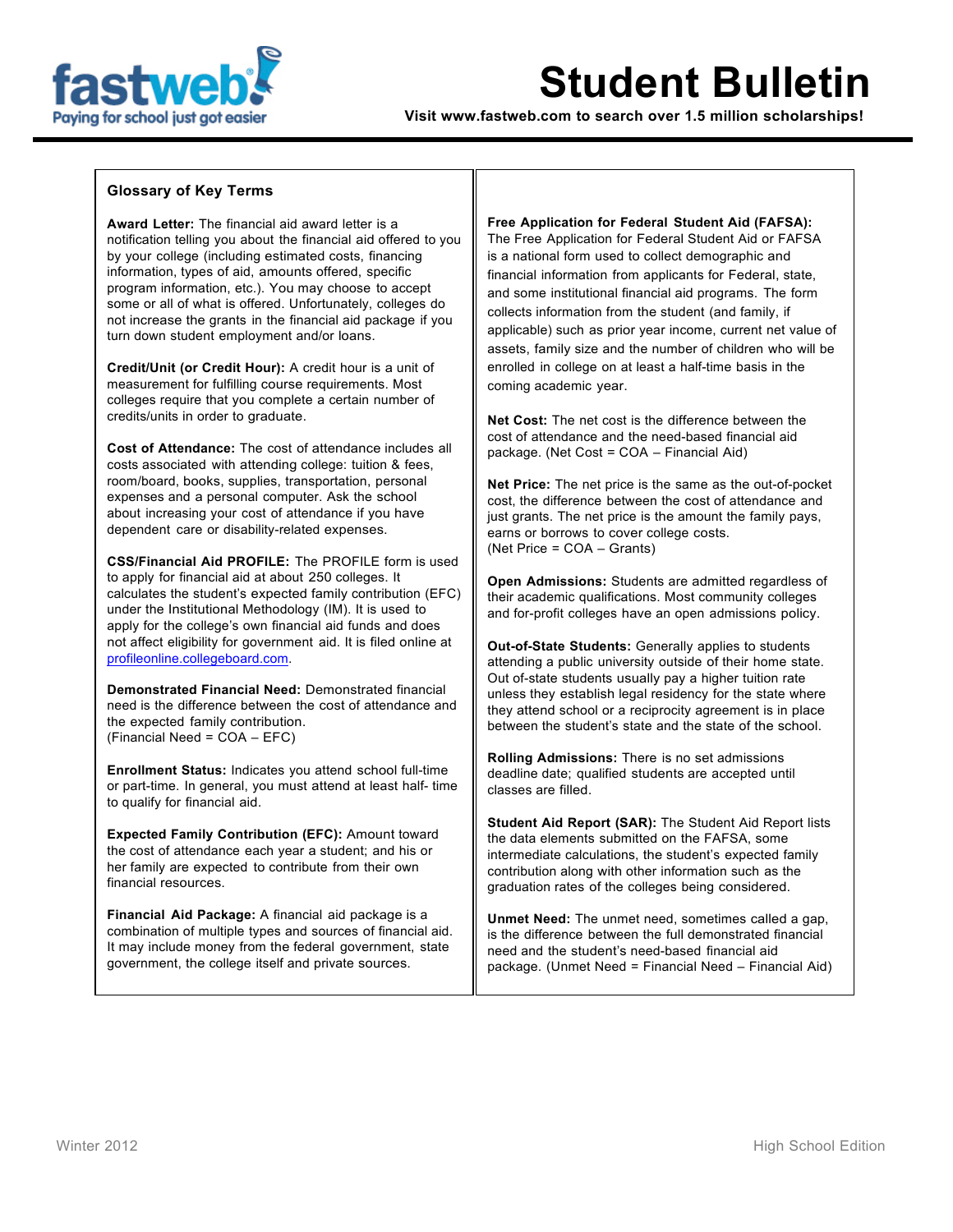## Glossary of Key Terms

**Award Letter:** The financial aid award letter is a notification telling you about the financial aid offered to you by your college (including estimated costs, financing information, types of aid, amounts offered, specific program information, etc.). You may choose to accept some or all of what is offered. Unfortunately, colleges do not increase the grants in the financial aid package if you turn down student employment and/or loans.

**Credit/Unit (or Credit Hour):** A credit hour is a unit of measurement for fulfilling course requirements. Most colleges require that you complete a certain number of credits/units in order to graduate.

**Cost of Attendance:** The cost of attendance includes all costs associated with attending college: tuition & fees, room/board, books, supplies, transportation, personal expenses and a personal computer. Ask the school about increasing your cost of attendance if you have dependent care or disability-related expenses.

**CSS/Financial Aid PROFILE:** The PROFILE form is used to apply for financial aid at about 250 colleges. It calculates the student's expected family contribution (EFC) under the Institutional Methodology (IM). It is used to apply for the college's own financial aid funds and does not affect eligibility for government aid. It is filed online at profileonline.collegeboard.com.

**Demonstrated Financial Need:** Demonstrated financial need is the difference between the cost of attendance and the expected family contribution.
(Financial Need = COA – EFC)

**Enrollment Status:** Indicates you attend school full-time or part-time. In general, you must attend at least half- time to qualify for financial aid.

**Expected Family Contribution (EFC):** Amount toward the cost of attendance each year a student; and his or her family are expected to contribute from their own financial resources.

**Financial Aid Package:** A financial aid package is a combination of multiple types and sources of financial aid. It may include money from the federal government, state government, the college itself and private sources.

**Free Application for Federal Student Aid (FAFSA):** The Free Application for Federal Student Aid or FAFSA is a national form used to collect demographic and financial information from applicants for Federal, state, and some institutional financial aid programs. The form collects information from the student (and family, if applicable) such as prior year income, current net value of assets, family size and the number of children who will be enrolled in college on at least a half-time basis in the coming academic year.

**Net Cost:** The net cost is the difference between the cost of attendance and the need-based financial aid package. (Net Cost = COA – Financial Aid)

**Net Price:** The net price is the same as the out-of-pocket cost, the difference between the cost of attendance and just grants. The net price is the amount the family pays, earns or borrows to cover college costs.
(Net Price = COA – Grants)

**Open Admissions:** Students are admitted regardless of their academic qualifications. Most community colleges and for-profit colleges have an open admissions policy.

**Out-of-State Students:** Generally applies to students attending a public university outside of their home state. Out of-state students usually pay a higher tuition rate unless they establish legal residency for the state where they attend school or a reciprocity agreement is in place between the student's state and the state of the school.

**Rolling Admissions:** There is no set admissions deadline date; qualified students are accepted until classes are filled.

**Student Aid Report (SAR):** The Student Aid Report lists the data elements submitted on the FAFSA, some intermediate calculations, the student's expected family contribution along with other information such as the graduation rates of the colleges being considered.

**Unmet Need:** The unmet need, sometimes called a gap, is the difference between the full demonstrated financial need and the student's need-based financial aid package. (Unmet Need = Financial Need – Financial Aid)